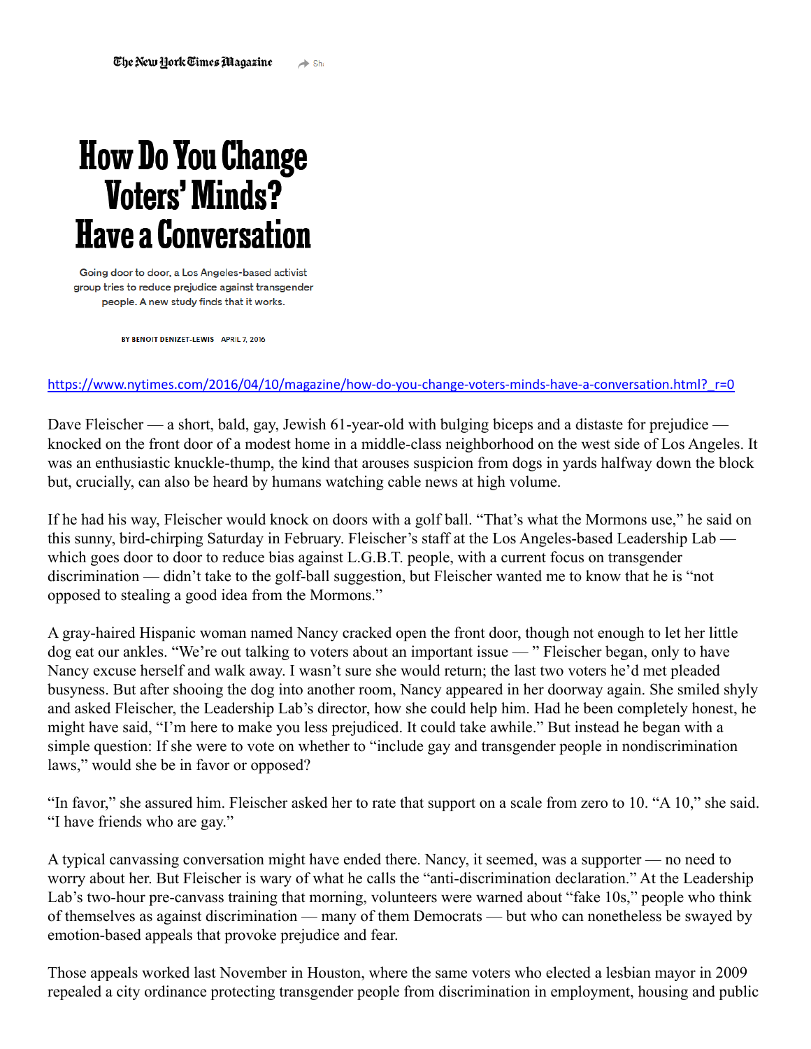The New York Times Magazine

# How Do You Change Voters' Minds? Have a Conversation

Going door to door, a Los Angeles-based activist group tries to reduce prejudice against transgender people. A new study finds that it works.

BY BENOIT DENIZET-LEWIS APRIL 7, 2016

https://www.nytimes.com/2016/04/10/magazine/how-do-you-change-voters-minds-have-a-conversation.html?_r=0

Dave Fleischer — a short, bald, gay, Jewish 61-year-old with bulging biceps and a distaste for prejudice — knocked on the front door of a modest home in a middle-class neighborhood on the west side of Los Angeles. It was an enthusiastic knuckle-thump, the kind that arouses suspicion from dogs in yards halfway down the block but, crucially, can also be heard by humans watching cable news at high volume.

If he had his way, Fleischer would knock on doors with a golf ball. "That's what the Mormons use," he said on this sunny, bird-chirping Saturday in February. Fleischer's staff at the Los Angeles-based Leadership Lab — which goes door to door to reduce bias against L.G.B.T. people, with a current focus on transgender discrimination — didn't take to the golf-ball suggestion, but Fleischer wanted me to know that he is "not opposed to stealing a good idea from the Mormons."

A gray-haired Hispanic woman named Nancy cracked open the front door, though not enough to let her little dog eat our ankles. "We're out talking to voters about an important issue — " Fleischer began, only to have Nancy excuse herself and walk away. I wasn't sure she would return; the last two voters he'd met pleaded busyness. But after shooing the dog into another room, Nancy appeared in her doorway again. She smiled shyly and asked Fleischer, the Leadership Lab's director, how she could help him. Had he been completely honest, he might have said, "I'm here to make you less prejudiced. It could take awhile." But instead he began with a simple question: If she were to vote on whether to "include gay and transgender people in nondiscrimination laws," would she be in favor or opposed?

"In favor," she assured him. Fleischer asked her to rate that support on a scale from zero to 10. "A 10," she said. "I have friends who are gay."

A typical canvassing conversation might have ended there. Nancy, it seemed, was a supporter — no need to worry about her. But Fleischer is wary of what he calls the "anti-discrimination declaration." At the Leadership Lab's two-hour pre-canvass training that morning, volunteers were warned about "fake 10s," people who think of themselves as against discrimination — many of them Democrats — but who can nonetheless be swayed by emotion-based appeals that provoke prejudice and fear.

Those appeals worked last November in Houston, where the same voters who elected a lesbian mayor in 2009 repealed a city ordinance protecting transgender people from discrimination in employment, housing and public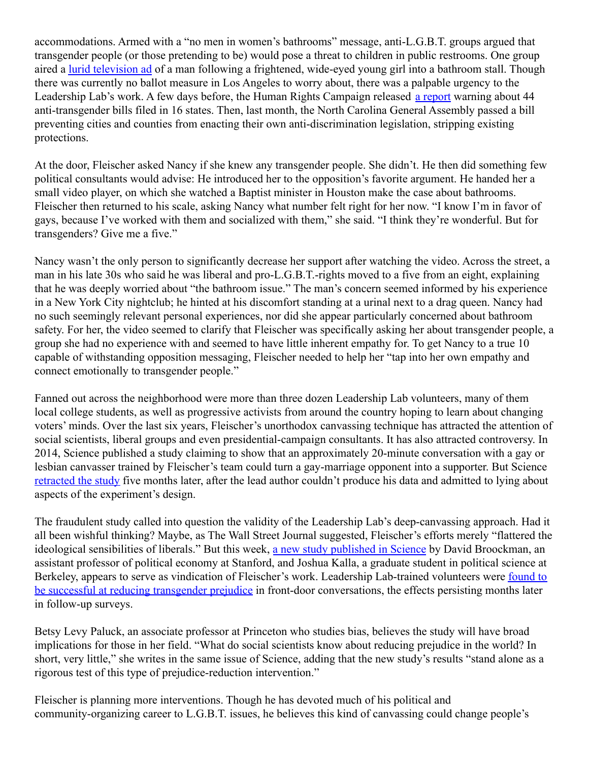accommodations. Armed with a "no men in women's bathrooms" message, anti-L.G.B.T. groups argued that transgender people (or those pretending to be) would pose a threat to children in public restrooms. One group aired a lurid television ad of a man following a frightened, wide-eyed young girl into a bathroom stall. Though there was currently no ballot measure in Los Angeles to worry about, there was a palpable urgency to the Leadership Lab's work. A few days before, the Human Rights Campaign released a report warning about 44 anti-transgender bills filed in 16 states. Then, last month, the North Carolina General Assembly passed a bill preventing cities and counties from enacting their own anti-discrimination legislation, stripping existing protections.

At the door, Fleischer asked Nancy if she knew any transgender people. She didn't. He then did something few political consultants would advise: He introduced her to the opposition's favorite argument. He handed her a small video player, on which she watched a Baptist minister in Houston make the case about bathrooms. Fleischer then returned to his scale, asking Nancy what number felt right for her now. "I know I'm in favor of gays, because I've worked with them and socialized with them," she said. "I think they're wonderful. But for transgenders? Give me a five."

Nancy wasn't the only person to significantly decrease her support after watching the video. Across the street, a man in his late 30s who said he was liberal and pro-L.G.B.T.-rights moved to a five from an eight, explaining that he was deeply worried about "the bathroom issue." The man's concern seemed informed by his experience in a New York City nightclub; he hinted at his discomfort standing at a urinal next to a drag queen. Nancy had no such seemingly relevant personal experiences, nor did she appear particularly concerned about bathroom safety. For her, the video seemed to clarify that Fleischer was specifically asking her about transgender people, a group she had no experience with and seemed to have little inherent empathy for. To get Nancy to a true 10 capable of withstanding opposition messaging, Fleischer needed to help her "tap into her own empathy and connect emotionally to transgender people."

Fanned out across the neighborhood were more than three dozen Leadership Lab volunteers, many of them local college students, as well as progressive activists from around the country hoping to learn about changing voters' minds. Over the last six years, Fleischer's unorthodox canvassing technique has attracted the attention of social scientists, liberal groups and even presidential-campaign consultants. It has also attracted controversy. In 2014, Science published a study claiming to show that an approximately 20-minute conversation with a gay or lesbian canvasser trained by Fleischer's team could turn a gay-marriage opponent into a supporter. But Science retracted the study five months later, after the lead author couldn't produce his data and admitted to lying about aspects of the experiment's design.

The fraudulent study called into question the validity of the Leadership Lab's deep-canvassing approach. Had it all been wishful thinking? Maybe, as The Wall Street Journal suggested, Fleischer's efforts merely "flattered the ideological sensibilities of liberals." But this week, a new study published in Science by David Broockman, an assistant professor of political economy at Stanford, and Joshua Kalla, a graduate student in political science at Berkeley, appears to serve as vindication of Fleischer's work. Leadership Lab-trained volunteers were found to be successful at reducing transgender prejudice in front-door conversations, the effects persisting months later in follow-up surveys.

Betsy Levy Paluck, an associate professor at Princeton who studies bias, believes the study will have broad implications for those in her field. "What do social scientists know about reducing prejudice in the world? In short, very little," she writes in the same issue of Science, adding that the new study's results "stand alone as a rigorous test of this type of prejudice-reduction intervention."

Fleischer is planning more interventions. Though he has devoted much of his political and community-organizing career to L.G.B.T. issues, he believes this kind of canvassing could change people's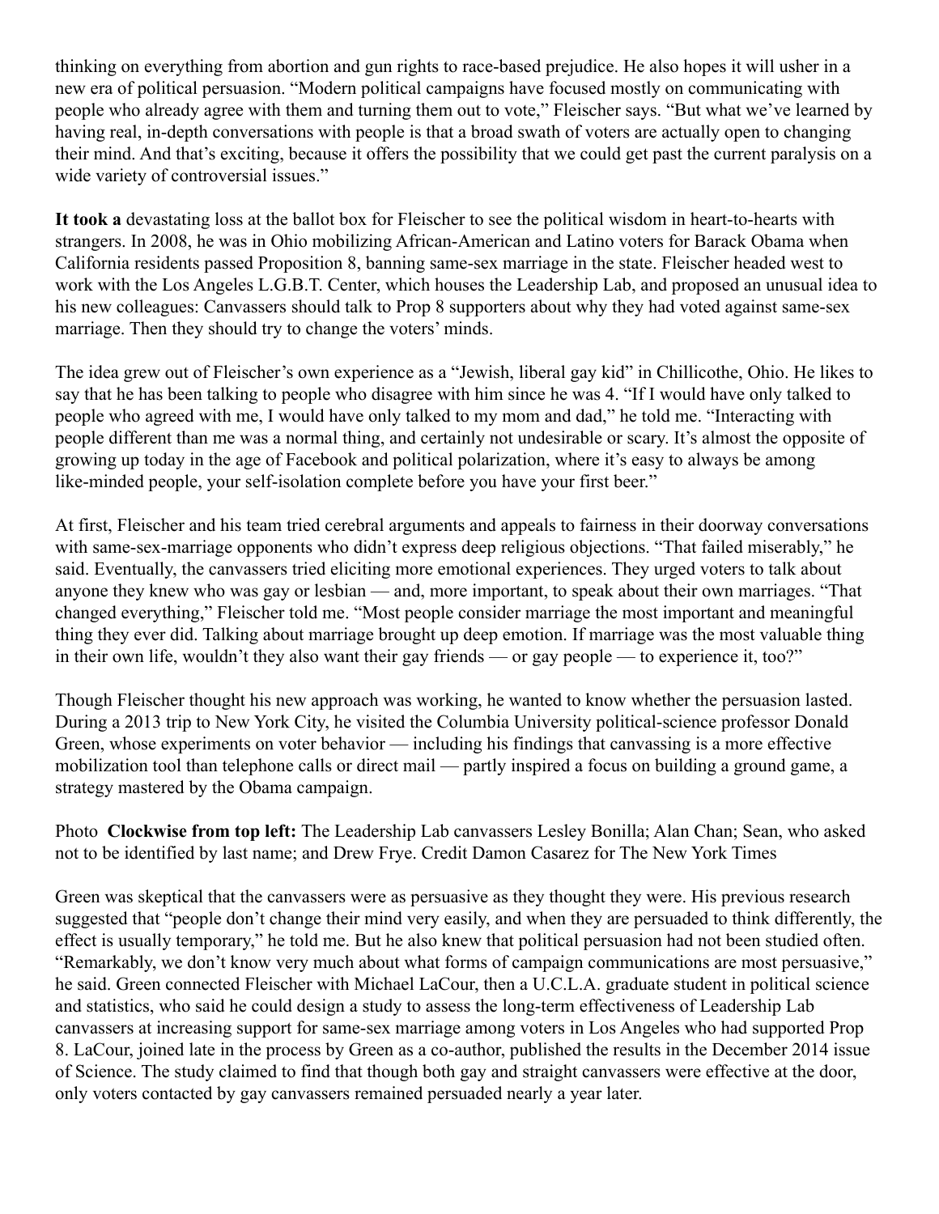thinking on everything from abortion and gun rights to race-based prejudice. He also hopes it will usher in a new era of political persuasion. "Modern political campaigns have focused mostly on communicating with people who already agree with them and turning them out to vote," Fleischer says. "But what we've learned by having real, in-depth conversations with people is that a broad swath of voters are actually open to changing their mind. And that's exciting, because it offers the possibility that we could get past the current paralysis on a wide variety of controversial issues."

**It took a** devastating loss at the ballot box for Fleischer to see the political wisdom in heart-to-hearts with strangers. In 2008, he was in Ohio mobilizing African-American and Latino voters for Barack Obama when California residents passed Proposition 8, banning same-sex marriage in the state. Fleischer headed west to work with the Los Angeles L.G.B.T. Center, which houses the Leadership Lab, and proposed an unusual idea to his new colleagues: Canvassers should talk to Prop 8 supporters about why they had voted against same-sex marriage. Then they should try to change the voters' minds.

The idea grew out of Fleischer's own experience as a "Jewish, liberal gay kid" in Chillicothe, Ohio. He likes to say that he has been talking to people who disagree with him since he was 4. "If I would have only talked to people who agreed with me, I would have only talked to my mom and dad," he told me. "Interacting with people different than me was a normal thing, and certainly not undesirable or scary. It's almost the opposite of growing up today in the age of Facebook and political polarization, where it's easy to always be among like-minded people, your self-isolation complete before you have your first beer."

At first, Fleischer and his team tried cerebral arguments and appeals to fairness in their doorway conversations with same-sex-marriage opponents who didn't express deep religious objections. "That failed miserably," he said. Eventually, the canvassers tried eliciting more emotional experiences. They urged voters to talk about anyone they knew who was gay or lesbian — and, more important, to speak about their own marriages. "That changed everything," Fleischer told me. "Most people consider marriage the most important and meaningful thing they ever did. Talking about marriage brought up deep emotion. If marriage was the most valuable thing in their own life, wouldn't they also want their gay friends — or gay people — to experience it, too?"

Though Fleischer thought his new approach was working, he wanted to know whether the persuasion lasted. During a 2013 trip to New York City, he visited the Columbia University political-science professor Donald Green, whose experiments on voter behavior — including his findings that canvassing is a more effective mobilization tool than telephone calls or direct mail — partly inspired a focus on building a ground game, a strategy mastered by the Obama campaign.

Photo **Clockwise from top left:** The Leadership Lab canvassers Lesley Bonilla; Alan Chan; Sean, who asked not to be identified by last name; and Drew Frye. Credit Damon Casarez for The New York Times

Green was skeptical that the canvassers were as persuasive as they thought they were. His previous research suggested that "people don't change their mind very easily, and when they are persuaded to think differently, the effect is usually temporary," he told me. But he also knew that political persuasion had not been studied often. "Remarkably, we don't know very much about what forms of campaign communications are most persuasive," he said. Green connected Fleischer with Michael LaCour, then a U.C.L.A. graduate student in political science and statistics, who said he could design a study to assess the long-term effectiveness of Leadership Lab canvassers at increasing support for same-sex marriage among voters in Los Angeles who had supported Prop 8. LaCour, joined late in the process by Green as a co-author, published the results in the December 2014 issue of Science. The study claimed to find that though both gay and straight canvassers were effective at the door, only voters contacted by gay canvassers remained persuaded nearly a year later.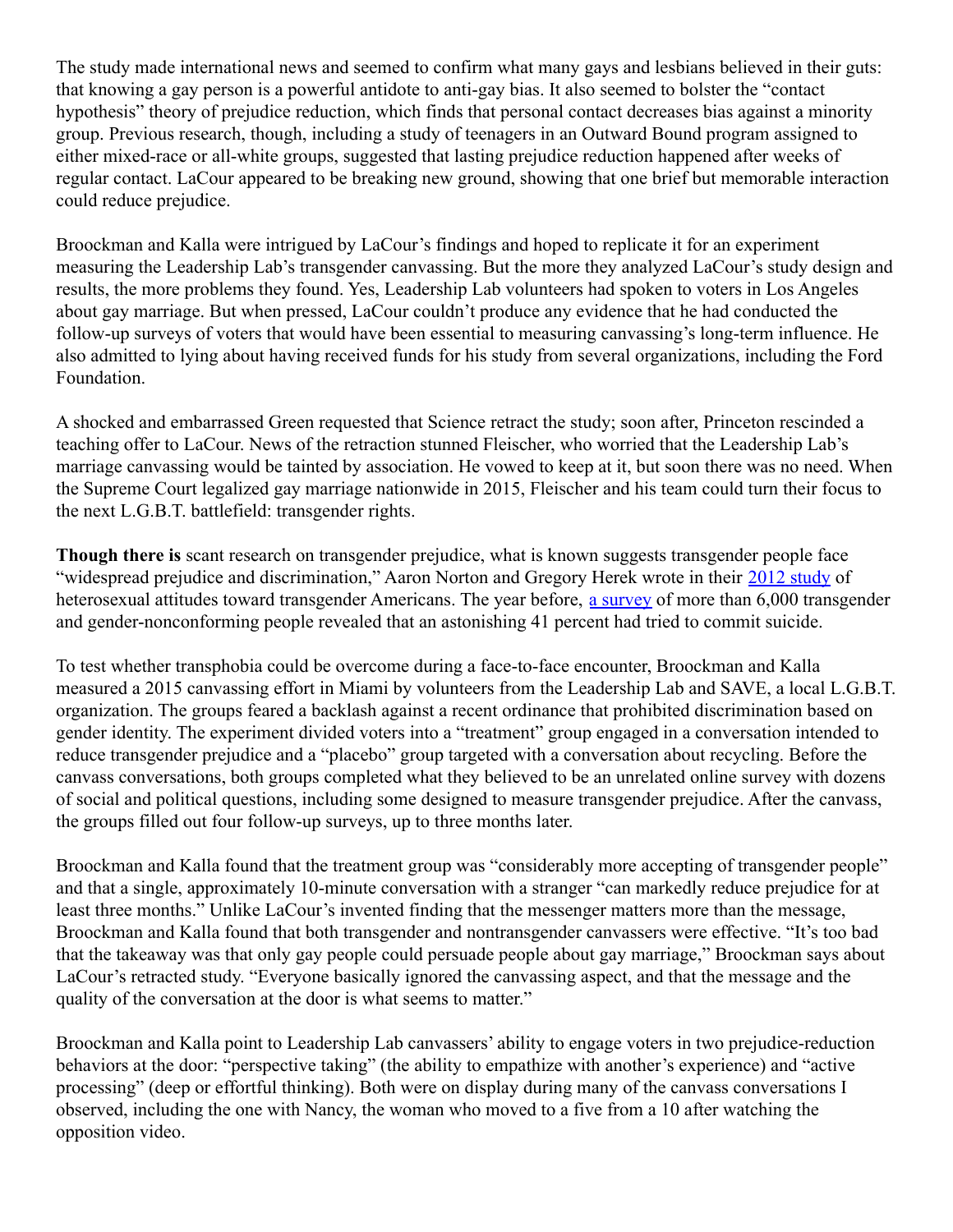The study made international news and seemed to confirm what many gays and lesbians believed in their guts: that knowing a gay person is a powerful antidote to anti-gay bias. It also seemed to bolster the "contact hypothesis" theory of prejudice reduction, which finds that personal contact decreases bias against a minority group. Previous research, though, including a study of teenagers in an Outward Bound program assigned to either mixed-race or all-white groups, suggested that lasting prejudice reduction happened after weeks of regular contact. LaCour appeared to be breaking new ground, showing that one brief but memorable interaction could reduce prejudice.

Broockman and Kalla were intrigued by LaCour's findings and hoped to replicate it for an experiment measuring the Leadership Lab's transgender canvassing. But the more they analyzed LaCour's study design and results, the more problems they found. Yes, Leadership Lab volunteers had spoken to voters in Los Angeles about gay marriage. But when pressed, LaCour couldn't produce any evidence that he had conducted the follow-up surveys of voters that would have been essential to measuring canvassing's long-term influence. He also admitted to lying about having received funds for his study from several organizations, including the Ford Foundation.

A shocked and embarrassed Green requested that Science retract the study; soon after, Princeton rescinded a teaching offer to LaCour. News of the retraction stunned Fleischer, who worried that the Leadership Lab's marriage canvassing would be tainted by association. He vowed to keep at it, but soon there was no need. When the Supreme Court legalized gay marriage nationwide in 2015, Fleischer and his team could turn their focus to the next L.G.B.T. battlefield: transgender rights.

**Though there is** scant research on transgender prejudice, what is known suggests transgender people face "widespread prejudice and discrimination," Aaron Norton and Gregory Herek wrote in their [2012 study] of heterosexual attitudes toward transgender Americans. The year before, [a survey] of more than 6,000 transgender and gender-nonconforming people revealed that an astonishing 41 percent had tried to commit suicide.

To test whether transphobia could be overcome during a face-to-face encounter, Broockman and Kalla measured a 2015 canvassing effort in Miami by volunteers from the Leadership Lab and SAVE, a local L.G.B.T. organization. The groups feared a backlash against a recent ordinance that prohibited discrimination based on gender identity. The experiment divided voters into a "treatment" group engaged in a conversation intended to reduce transgender prejudice and a "placebo" group targeted with a conversation about recycling. Before the canvass conversations, both groups completed what they believed to be an unrelated online survey with dozens of social and political questions, including some designed to measure transgender prejudice. After the canvass, the groups filled out four follow-up surveys, up to three months later.

Broockman and Kalla found that the treatment group was "considerably more accepting of transgender people" and that a single, approximately 10-minute conversation with a stranger "can markedly reduce prejudice for at least three months." Unlike LaCour's invented finding that the messenger matters more than the message, Broockman and Kalla found that both transgender and nontransgender canvassers were effective. "It's too bad that the takeaway was that only gay people could persuade people about gay marriage," Broockman says about LaCour's retracted study. "Everyone basically ignored the canvassing aspect, and that the message and the quality of the conversation at the door is what seems to matter."

Broockman and Kalla point to Leadership Lab canvassers' ability to engage voters in two prejudice-reduction behaviors at the door: "perspective taking" (the ability to empathize with another's experience) and "active processing" (deep or effortful thinking). Both were on display during many of the canvass conversations I observed, including the one with Nancy, the woman who moved to a five from a 10 after watching the opposition video.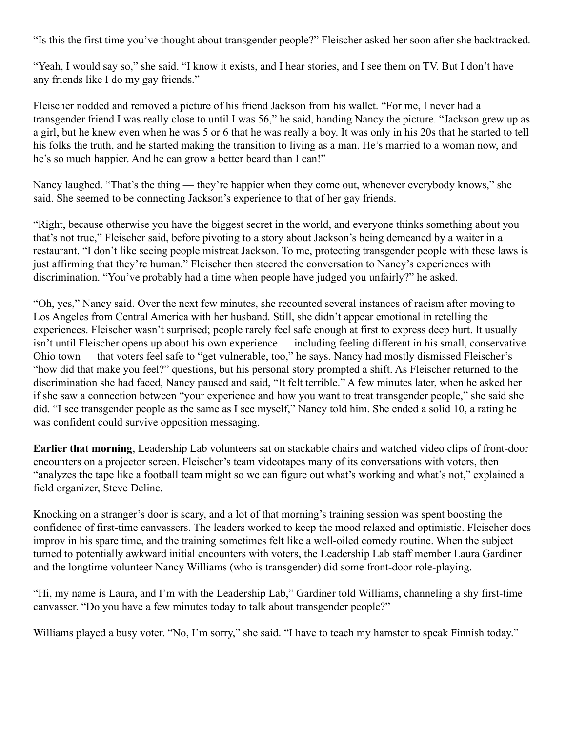"Is this the first time you've thought about transgender people?" Fleischer asked her soon after she backtracked.

"Yeah, I would say so," she said. "I know it exists, and I hear stories, and I see them on TV. But I don't have any friends like I do my gay friends."

Fleischer nodded and removed a picture of his friend Jackson from his wallet. "For me, I never had a transgender friend I was really close to until I was 56," he said, handing Nancy the picture. "Jackson grew up as a girl, but he knew even when he was 5 or 6 that he was really a boy. It was only in his 20s that he started to tell his folks the truth, and he started making the transition to living as a man. He's married to a woman now, and he's so much happier. And he can grow a better beard than I can!"

Nancy laughed. "That's the thing — they're happier when they come out, whenever everybody knows," she said. She seemed to be connecting Jackson's experience to that of her gay friends.

"Right, because otherwise you have the biggest secret in the world, and everyone thinks something about you that's not true," Fleischer said, before pivoting to a story about Jackson's being demeaned by a waiter in a restaurant. "I don't like seeing people mistreat Jackson. To me, protecting transgender people with these laws is just affirming that they're human." Fleischer then steered the conversation to Nancy's experiences with discrimination. "You've probably had a time when people have judged you unfairly?" he asked.

"Oh, yes," Nancy said. Over the next few minutes, she recounted several instances of racism after moving to Los Angeles from Central America with her husband. Still, she didn't appear emotional in retelling the experiences. Fleischer wasn't surprised; people rarely feel safe enough at first to express deep hurt. It usually isn't until Fleischer opens up about his own experience — including feeling different in his small, conservative Ohio town — that voters feel safe to "get vulnerable, too," he says. Nancy had mostly dismissed Fleischer's "how did that make you feel?" questions, but his personal story prompted a shift. As Fleischer returned to the discrimination she had faced, Nancy paused and said, "It felt terrible." A few minutes later, when he asked her if she saw a connection between "your experience and how you want to treat transgender people," she said she did. "I see transgender people as the same as I see myself," Nancy told him. She ended a solid 10, a rating he was confident could survive opposition messaging.

**Earlier that morning**, Leadership Lab volunteers sat on stackable chairs and watched video clips of front-door encounters on a projector screen. Fleischer's team videotapes many of its conversations with voters, then "analyzes the tape like a football team might so we can figure out what's working and what's not," explained a field organizer, Steve Deline.

Knocking on a stranger's door is scary, and a lot of that morning's training session was spent boosting the confidence of first-time canvassers. The leaders worked to keep the mood relaxed and optimistic. Fleischer does improv in his spare time, and the training sometimes felt like a well-oiled comedy routine. When the subject turned to potentially awkward initial encounters with voters, the Leadership Lab staff member Laura Gardiner and the longtime volunteer Nancy Williams (who is transgender) did some front-door role-playing.

"Hi, my name is Laura, and I'm with the Leadership Lab," Gardiner told Williams, channeling a shy first-time canvasser. "Do you have a few minutes today to talk about transgender people?"

Williams played a busy voter. "No, I'm sorry," she said. "I have to teach my hamster to speak Finnish today."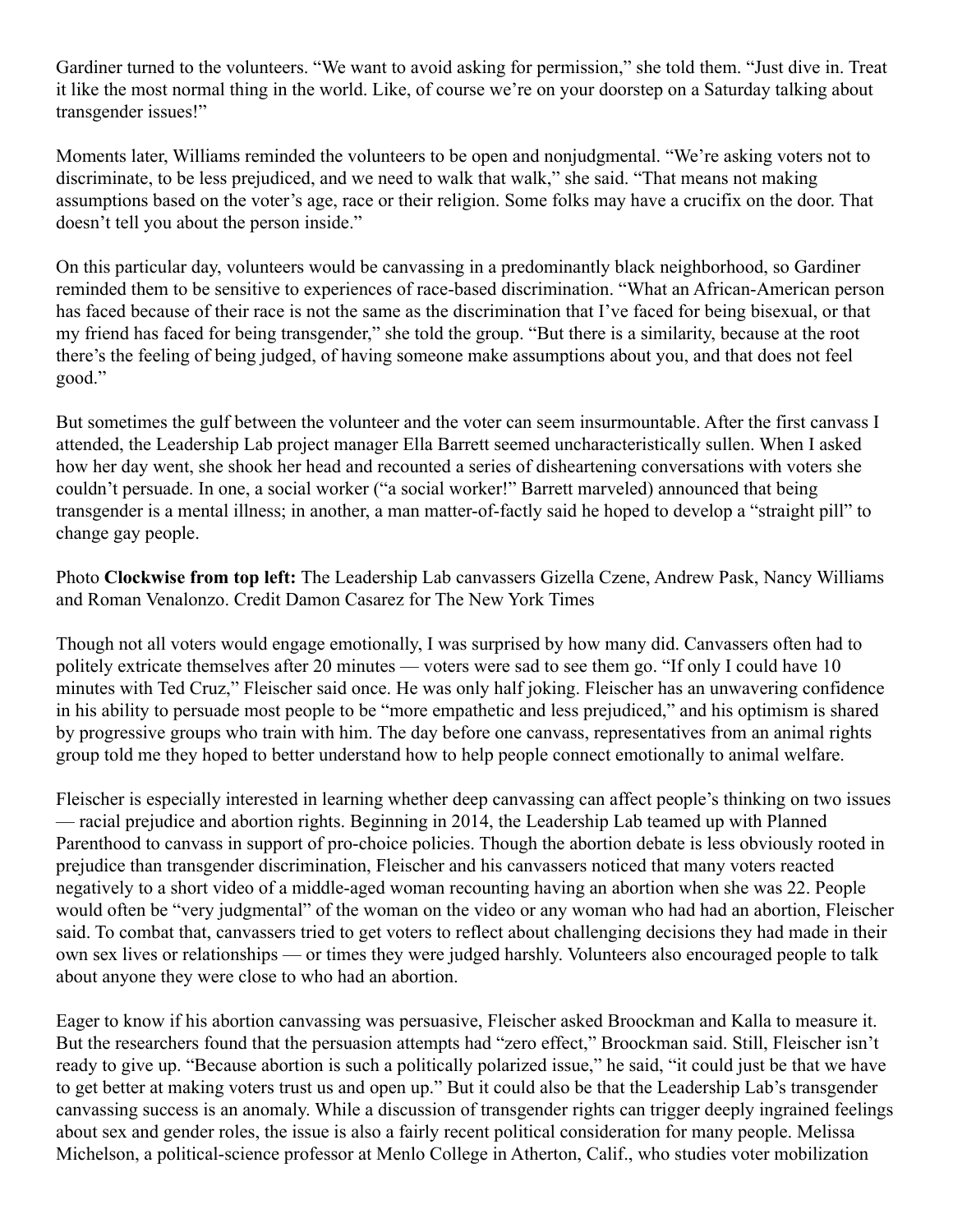Gardiner turned to the volunteers. "We want to avoid asking for permission," she told them. "Just dive in. Treat it like the most normal thing in the world. Like, of course we're on your doorstep on a Saturday talking about transgender issues!"

Moments later, Williams reminded the volunteers to be open and nonjudgmental. "We're asking voters not to discriminate, to be less prejudiced, and we need to walk that walk," she said. "That means not making assumptions based on the voter's age, race or their religion. Some folks may have a crucifix on the door. That doesn't tell you about the person inside."

On this particular day, volunteers would be canvassing in a predominantly black neighborhood, so Gardiner reminded them to be sensitive to experiences of race-based discrimination. "What an African-American person has faced because of their race is not the same as the discrimination that I've faced for being bisexual, or that my friend has faced for being transgender," she told the group. "But there is a similarity, because at the root there's the feeling of being judged, of having someone make assumptions about you, and that does not feel good."

But sometimes the gulf between the volunteer and the voter can seem insurmountable. After the first canvass I attended, the Leadership Lab project manager Ella Barrett seemed uncharacteristically sullen. When I asked how her day went, she shook her head and recounted a series of disheartening conversations with voters she couldn't persuade. In one, a social worker ("a social worker!" Barrett marveled) announced that being transgender is a mental illness; in another, a man matter-of-factly said he hoped to develop a "straight pill" to change gay people.

Photo **Clockwise from top left:** The Leadership Lab canvassers Gizella Czene, Andrew Pask, Nancy Williams and Roman Venalonzo. Credit Damon Casarez for The New York Times

Though not all voters would engage emotionally, I was surprised by how many did. Canvassers often had to politely extricate themselves after 20 minutes — voters were sad to see them go. "If only I could have 10 minutes with Ted Cruz," Fleischer said once. He was only half joking. Fleischer has an unwavering confidence in his ability to persuade most people to be "more empathetic and less prejudiced," and his optimism is shared by progressive groups who train with him. The day before one canvass, representatives from an animal rights group told me they hoped to better understand how to help people connect emotionally to animal welfare.

Fleischer is especially interested in learning whether deep canvassing can affect people's thinking on two issues — racial prejudice and abortion rights. Beginning in 2014, the Leadership Lab teamed up with Planned Parenthood to canvass in support of pro-choice policies. Though the abortion debate is less obviously rooted in prejudice than transgender discrimination, Fleischer and his canvassers noticed that many voters reacted negatively to a short video of a middle-aged woman recounting having an abortion when she was 22. People would often be "very judgmental" of the woman on the video or any woman who had had an abortion, Fleischer said. To combat that, canvassers tried to get voters to reflect about challenging decisions they had made in their own sex lives or relationships — or times they were judged harshly. Volunteers also encouraged people to talk about anyone they were close to who had an abortion.

Eager to know if his abortion canvassing was persuasive, Fleischer asked Broockman and Kalla to measure it. But the researchers found that the persuasion attempts had "zero effect," Broockman said. Still, Fleischer isn't ready to give up. "Because abortion is such a politically polarized issue," he said, "it could just be that we have to get better at making voters trust us and open up." But it could also be that the Leadership Lab's transgender canvassing success is an anomaly. While a discussion of transgender rights can trigger deeply ingrained feelings about sex and gender roles, the issue is also a fairly recent political consideration for many people. Melissa Michelson, a political-science professor at Menlo College in Atherton, Calif., who studies voter mobilization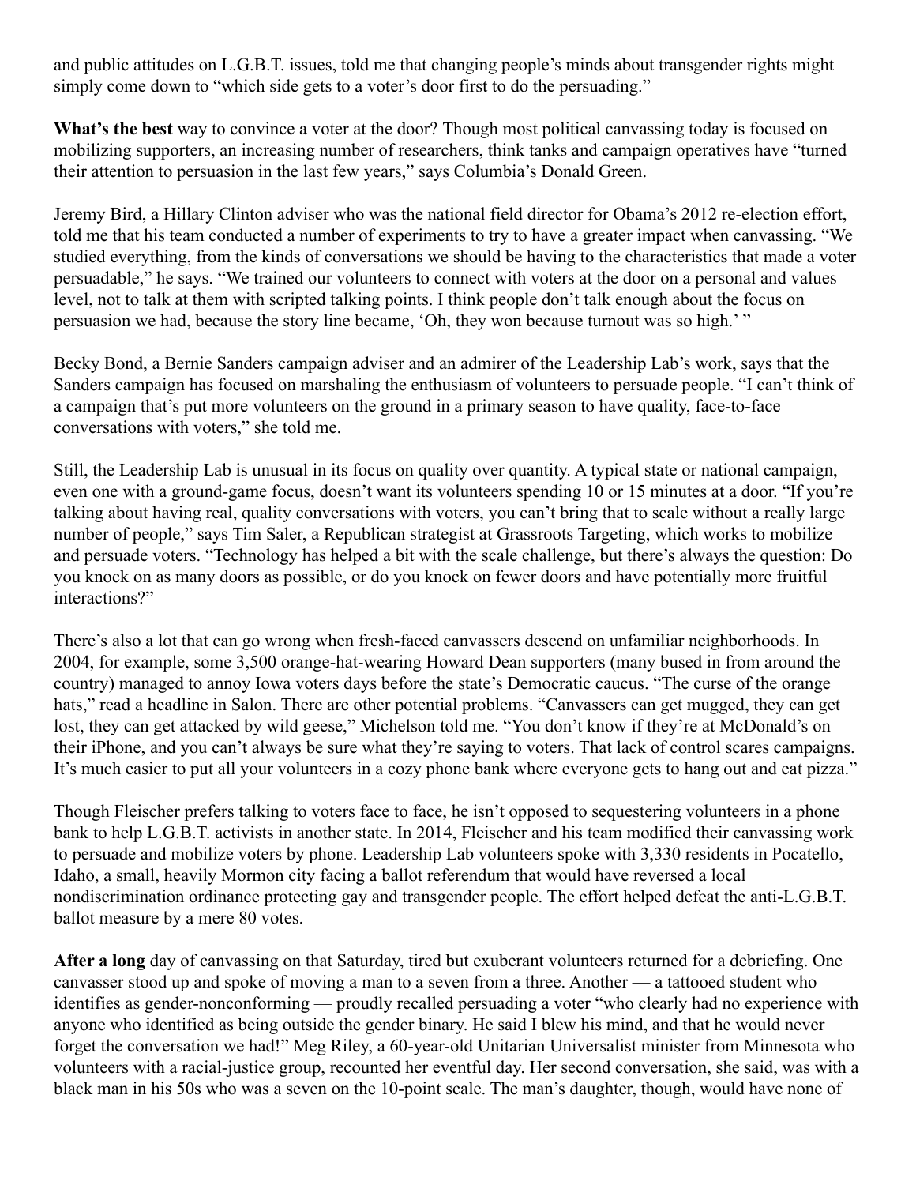and public attitudes on L.G.B.T. issues, told me that changing people's minds about transgender rights might simply come down to "which side gets to a voter's door first to do the persuading."

**What's the best** way to convince a voter at the door? Though most political canvassing today is focused on mobilizing supporters, an increasing number of researchers, think tanks and campaign operatives have "turned their attention to persuasion in the last few years," says Columbia's Donald Green.

Jeremy Bird, a Hillary Clinton adviser who was the national field director for Obama's 2012 re-election effort, told me that his team conducted a number of experiments to try to have a greater impact when canvassing. "We studied everything, from the kinds of conversations we should be having to the characteristics that made a voter persuadable," he says. "We trained our volunteers to connect with voters at the door on a personal and values level, not to talk at them with scripted talking points. I think people don't talk enough about the focus on persuasion we had, because the story line became, 'Oh, they won because turnout was so high.' "

Becky Bond, a Bernie Sanders campaign adviser and an admirer of the Leadership Lab's work, says that the Sanders campaign has focused on marshaling the enthusiasm of volunteers to persuade people. "I can't think of a campaign that's put more volunteers on the ground in a primary season to have quality, face-to-face conversations with voters," she told me.

Still, the Leadership Lab is unusual in its focus on quality over quantity. A typical state or national campaign, even one with a ground-game focus, doesn't want its volunteers spending 10 or 15 minutes at a door. "If you're talking about having real, quality conversations with voters, you can't bring that to scale without a really large number of people," says Tim Saler, a Republican strategist at Grassroots Targeting, which works to mobilize and persuade voters. "Technology has helped a bit with the scale challenge, but there's always the question: Do you knock on as many doors as possible, or do you knock on fewer doors and have potentially more fruitful interactions?"

There's also a lot that can go wrong when fresh-faced canvassers descend on unfamiliar neighborhoods. In 2004, for example, some 3,500 orange-hat-wearing Howard Dean supporters (many bused in from around the country) managed to annoy Iowa voters days before the state's Democratic caucus. "The curse of the orange hats," read a headline in Salon. There are other potential problems. "Canvassers can get mugged, they can get lost, they can get attacked by wild geese," Michelson told me. "You don't know if they're at McDonald's on their iPhone, and you can't always be sure what they're saying to voters. That lack of control scares campaigns. It's much easier to put all your volunteers in a cozy phone bank where everyone gets to hang out and eat pizza."

Though Fleischer prefers talking to voters face to face, he isn't opposed to sequestering volunteers in a phone bank to help L.G.B.T. activists in another state. In 2014, Fleischer and his team modified their canvassing work to persuade and mobilize voters by phone. Leadership Lab volunteers spoke with 3,330 residents in Pocatello, Idaho, a small, heavily Mormon city facing a ballot referendum that would have reversed a local nondiscrimination ordinance protecting gay and transgender people. The effort helped defeat the anti-L.G.B.T. ballot measure by a mere 80 votes.

**After a long** day of canvassing on that Saturday, tired but exuberant volunteers returned for a debriefing. One canvasser stood up and spoke of moving a man to a seven from a three. Another — a tattooed student who identifies as gender-nonconforming — proudly recalled persuading a voter "who clearly had no experience with anyone who identified as being outside the gender binary. He said I blew his mind, and that he would never forget the conversation we had!" Meg Riley, a 60-year-old Unitarian Universalist minister from Minnesota who volunteers with a racial-justice group, recounted her eventful day. Her second conversation, she said, was with a black man in his 50s who was a seven on the 10-point scale. The man's daughter, though, would have none of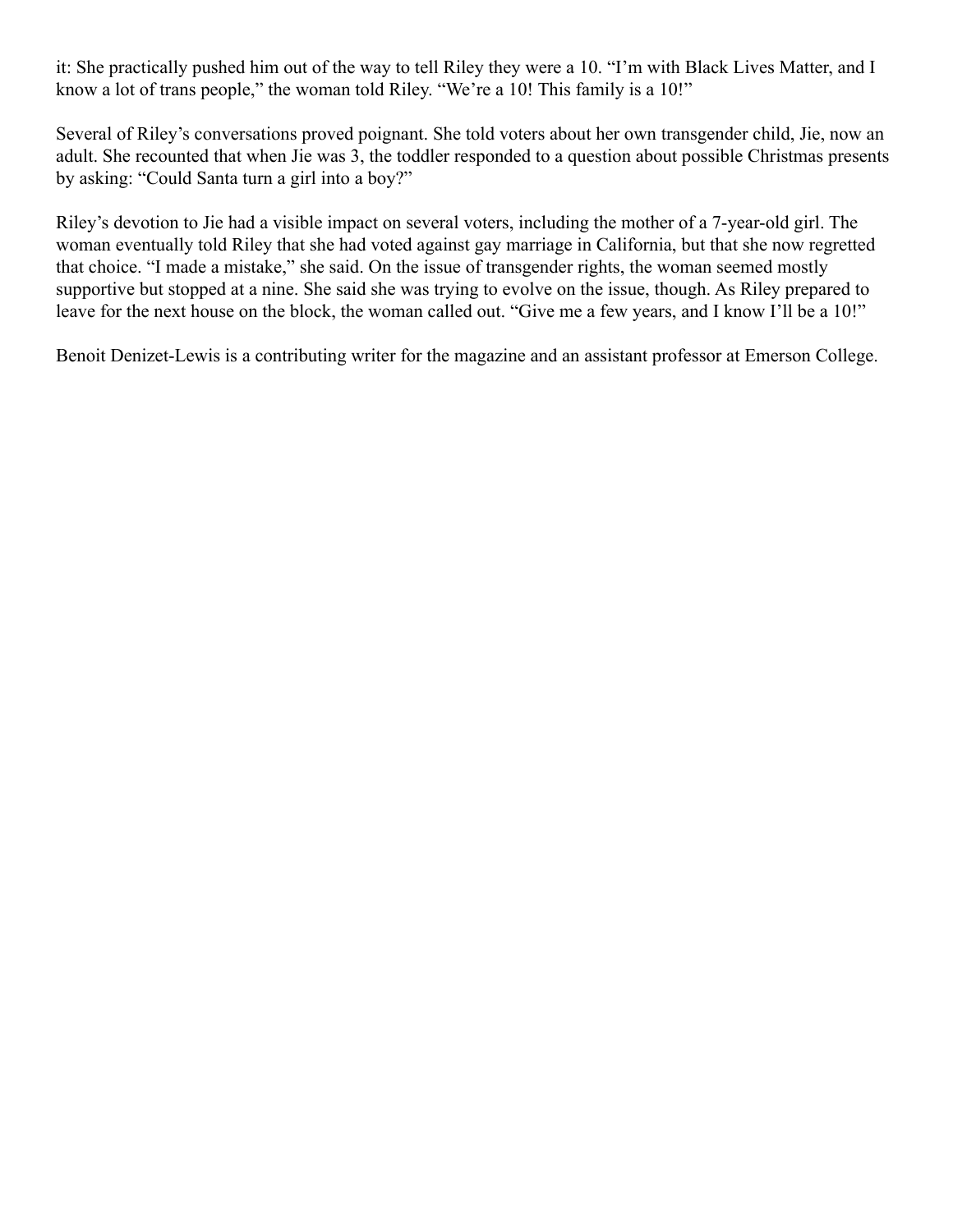it: She practically pushed him out of the way to tell Riley they were a 10. "I'm with Black Lives Matter, and I know a lot of trans people," the woman told Riley. "We're a 10! This family is a 10!"

Several of Riley's conversations proved poignant. She told voters about her own transgender child, Jie, now an adult. She recounted that when Jie was 3, the toddler responded to a question about possible Christmas presents by asking: "Could Santa turn a girl into a boy?"

Riley's devotion to Jie had a visible impact on several voters, including the mother of a 7-year-old girl. The woman eventually told Riley that she had voted against gay marriage in California, but that she now regretted that choice. "I made a mistake," she said. On the issue of transgender rights, the woman seemed mostly supportive but stopped at a nine. She said she was trying to evolve on the issue, though. As Riley prepared to leave for the next house on the block, the woman called out. "Give me a few years, and I know I'll be a 10!"

Benoit Denizet-Lewis is a contributing writer for the magazine and an assistant professor at Emerson College.